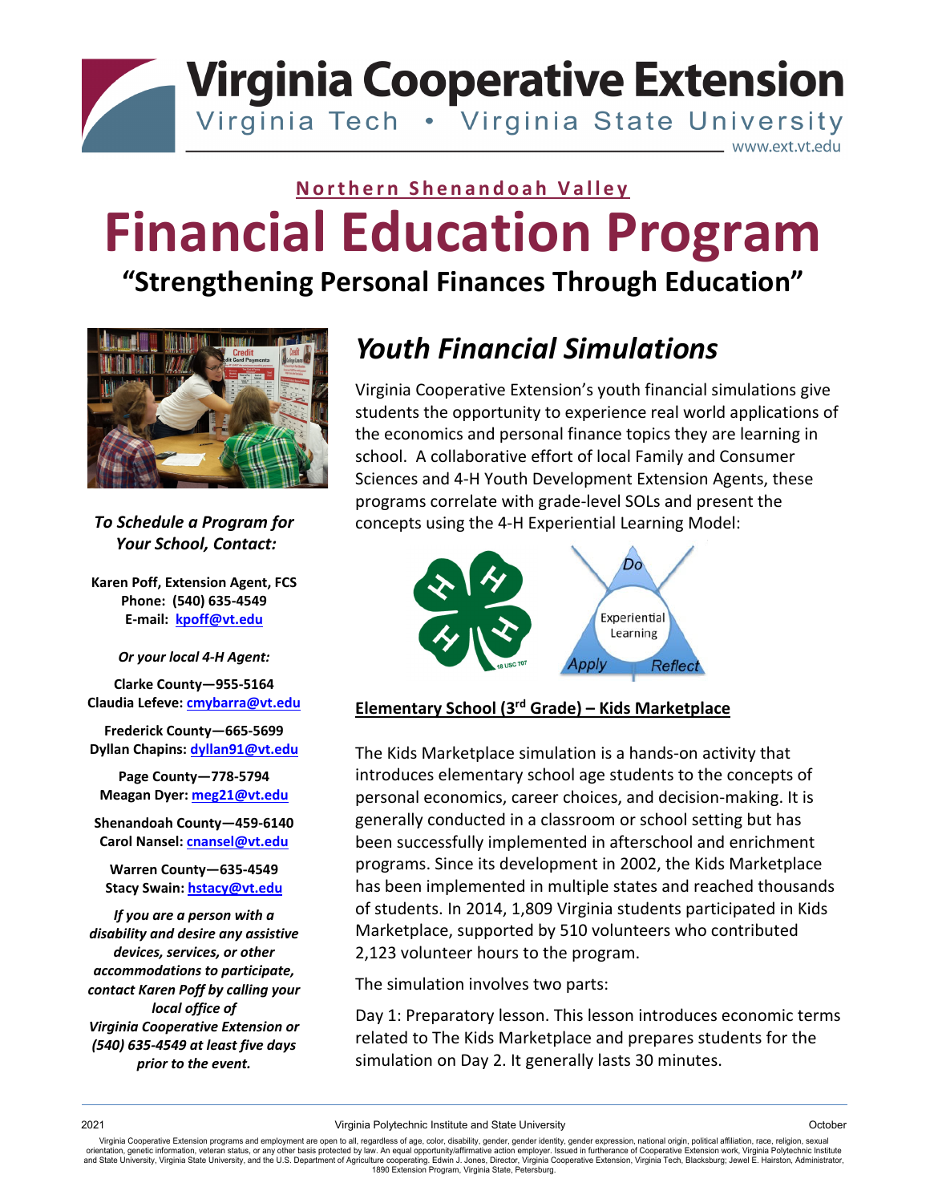# Virginia Cooperative Extension

Virginia Tech • Virginia State University

www.ext.vt.edu

**Northern Shenandoah Valley**

# Financial Education Program

## "Strengthening Personal Finances Through Education"

*To Schedule a Program for Your School, Contact:*

**Karen Poff, Extension Agent, FCS**
**Phone: (540) 635-4549**
**E-mail: kpoff@vt.edu**

*Or your local 4-H Agent:*

**Clarke County—955-5164**
**Claudia Lefeve: cmybarra@vt.edu**

**Frederick County—665-5699**
**Dyllan Chapins: dyllan91@vt.edu**

**Page County—778-5794**
**Meagan Dyer: meg21@vt.edu**

**Shenandoah County—459-6140**
**Carol Nansel: cnansel@vt.edu**

**Warren County—635-4549**
**Stacy Swain: hstacy@vt.edu**

*If you are a person with a disability and desire any assistive devices, services, or other accommodations to participate, contact Karen Poff by calling your local office of Virginia Cooperative Extension or (540) 635-4549 at least five days prior to the event.*

## *Youth Financial Simulations*

Virginia Cooperative Extension's youth financial simulations give students the opportunity to experience real world applications of the economics and personal finance topics they are learning in school. A collaborative effort of local Family and Consumer Sciences and 4-H Youth Development Extension Agents, these programs correlate with grade-level SOLs and present the concepts using the 4-H Experiential Learning Model:

Do — Experiential Learning — Apply — Reflect

### Elementary School (3rd Grade) – Kids Marketplace

The Kids Marketplace simulation is a hands-on activity that introduces elementary school age students to the concepts of personal economics, career choices, and decision-making. It is generally conducted in a classroom or school setting but has been successfully implemented in afterschool and enrichment programs. Since its development in 2002, the Kids Marketplace has been implemented in multiple states and reached thousands of students. In 2014, 1,809 Virginia students participated in Kids Marketplace, supported by 510 volunteers who contributed 2,123 volunteer hours to the program.

The simulation involves two parts:

Day 1: Preparatory lesson. This lesson introduces economic terms related to The Kids Marketplace and prepares students for the simulation on Day 2. It generally lasts 30 minutes.

2021 Virginia Polytechnic Institute and State University October

Virginia Cooperative Extension programs and employment are open to all, regardless of age, color, disability, gender, gender identity, gender expression, national origin, political affiliation, race, religion, sexual orientation, genetic information, veteran status, or any other basis protected by law. An equal opportunity/affirmative action employer. Issued in furtherance of Cooperative Extension work, Virginia Polytechnic Institute and State University, Virginia State University, and the U.S. Department of Agriculture cooperating. Edwin J. Jones, Director, Virginia Cooperative Extension, Virginia Tech, Blacksburg; Jewel E. Hairston, Administrator, 1890 Extension Program, Virginia State, Petersburg.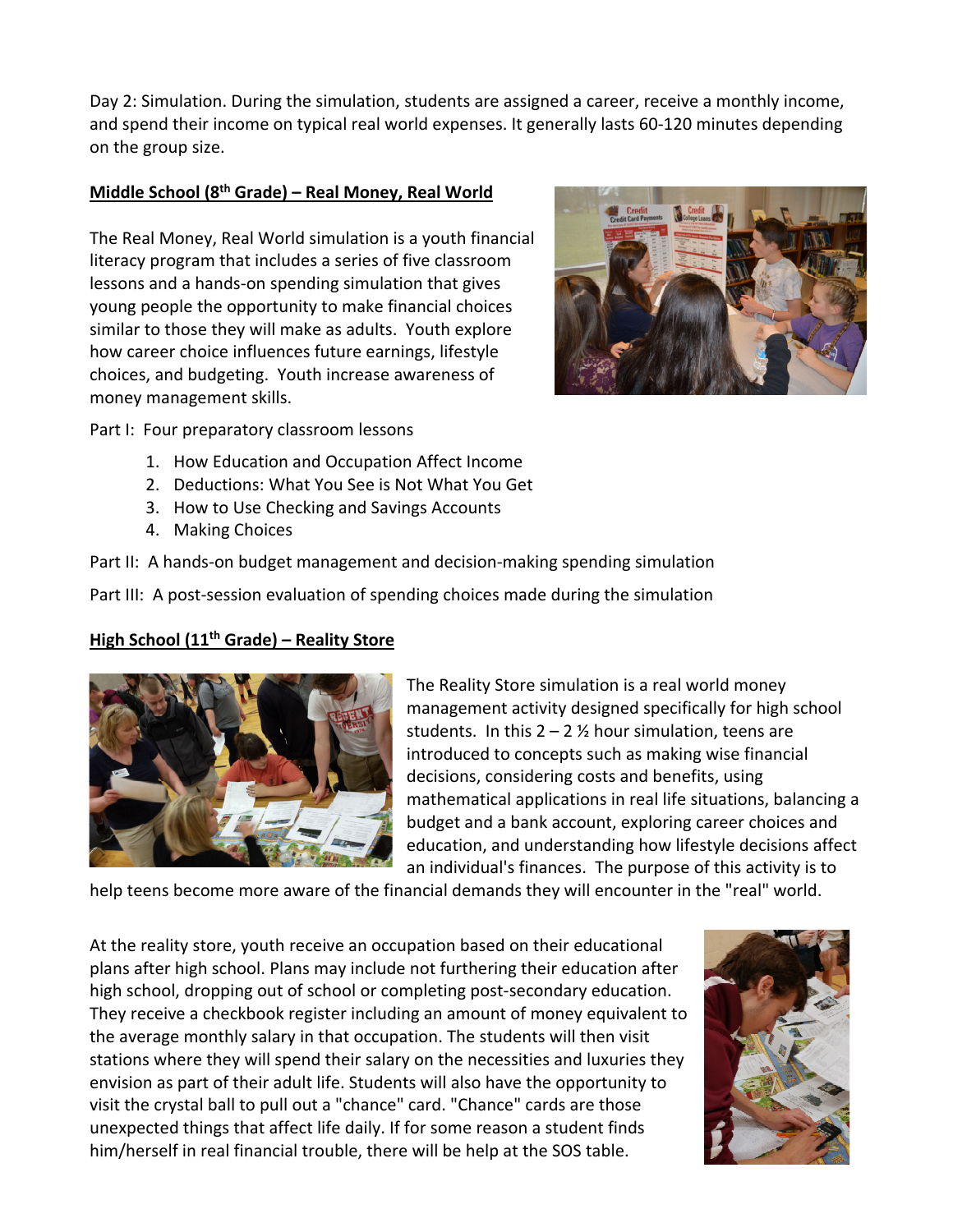Day 2: Simulation. During the simulation, students are assigned a career, receive a monthly income, and spend their income on typical real world expenses. It generally lasts 60-120 minutes depending on the group size.

**Middle School (8th Grade) – Real Money, Real World**

The Real Money, Real World simulation is a youth financial literacy program that includes a series of five classroom lessons and a hands-on spending simulation that gives young people the opportunity to make financial choices similar to those they will make as adults. Youth explore how career choice influences future earnings, lifestyle choices, and budgeting. Youth increase awareness of money management skills.

Part I: Four preparatory classroom lessons

1. How Education and Occupation Affect Income
2. Deductions: What You See is Not What You Get
3. How to Use Checking and Savings Accounts
4. Making Choices

Part II: A hands-on budget management and decision-making spending simulation

Part III: A post-session evaluation of spending choices made during the simulation

**High School (11th Grade) – Reality Store**

The Reality Store simulation is a real world money management activity designed specifically for high school students. In this 2 – 2 ½ hour simulation, teens are introduced to concepts such as making wise financial decisions, considering costs and benefits, using mathematical applications in real life situations, balancing a budget and a bank account, exploring career choices and education, and understanding how lifestyle decisions affect an individual's finances. The purpose of this activity is to help teens become more aware of the financial demands they will encounter in the "real" world.

At the reality store, youth receive an occupation based on their educational plans after high school. Plans may include not furthering their education after high school, dropping out of school or completing post-secondary education. They receive a checkbook register including an amount of money equivalent to the average monthly salary in that occupation. The students will then visit stations where they will spend their salary on the necessities and luxuries they envision as part of their adult life. Students will also have the opportunity to visit the crystal ball to pull out a "chance" card. "Chance" cards are those unexpected things that affect life daily. If for some reason a student finds him/herself in real financial trouble, there will be help at the SOS table.